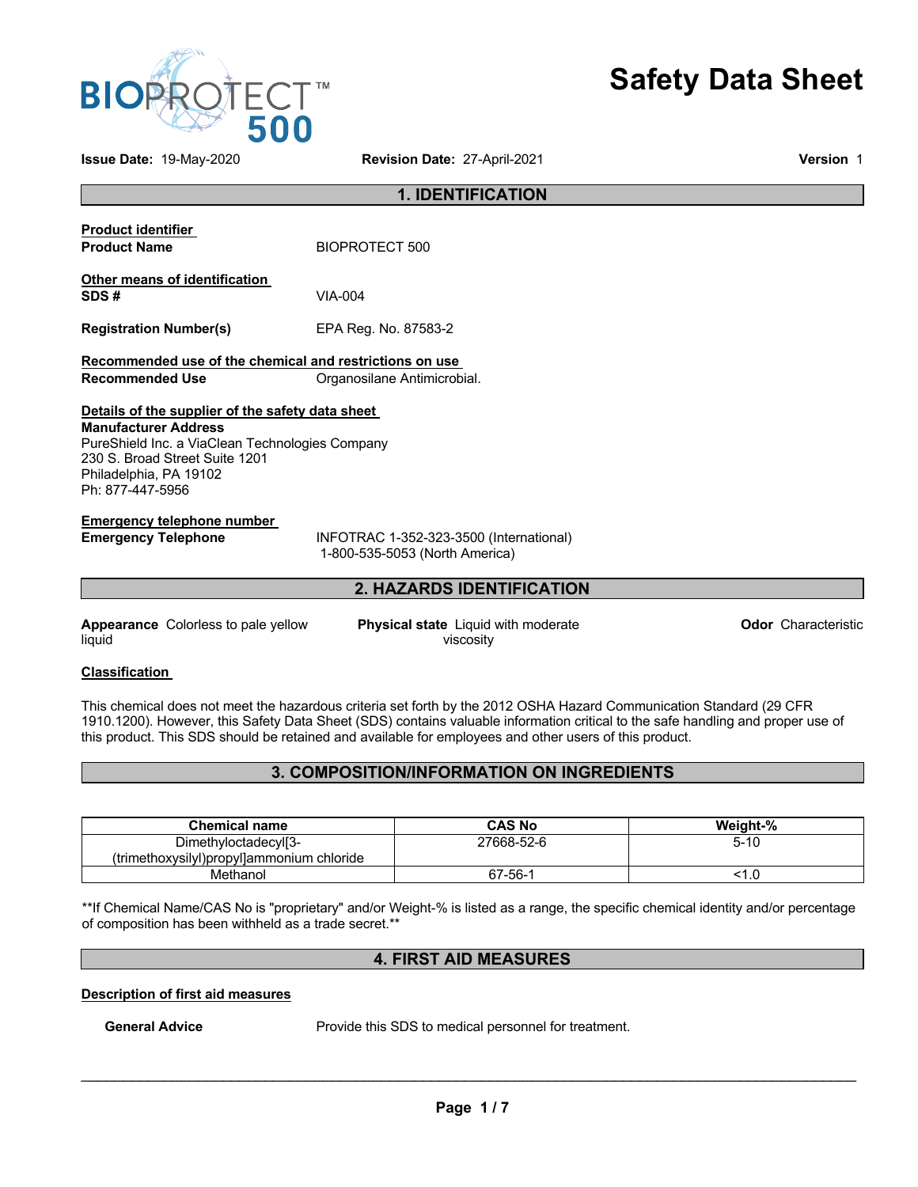BIOPROTECT™ 500

# Safety Data Sheet

**Issue Date:** 19-May-2020 **Revision Date:** 27-April-2021 **Version** 1

## 1. IDENTIFICATION

**Product identifier**

**Product Name** BIOPROTECT 500

**Other means of identification**

**SDS #** VIA-004

**Registration Number(s)** EPA Reg. No. 87583-2

**Recommended use of the chemical and restrictions on use**

**Recommended Use** Organosilane Antimicrobial.

**Details of the supplier of the safety data sheet**

**Manufacturer Address**
PureShield Inc. a ViaClean Technologies Company
230 S. Broad Street Suite 1201
Philadelphia, PA 19102
Ph: 877-447-5956

**Emergency telephone number**

**Emergency Telephone** INFOTRAC 1-352-323-3500 (International)
1-800-535-5053 (North America)

## 2. HAZARDS IDENTIFICATION

**Appearance** Colorless to pale yellow liquid

**Physical state** Liquid with moderate viscosity

**Odor** Characteristic

**Classification**

This chemical does not meet the hazardous criteria set forth by the 2012 OSHA Hazard Communication Standard (29 CFR 1910.1200). However, this Safety Data Sheet (SDS) contains valuable information critical to the safe handling and proper use of this product. This SDS should be retained and available for employees and other users of this product.

## 3. COMPOSITION/INFORMATION ON INGREDIENTS

| Chemical name | CAS No | Weight-% |
|---|---|---|
| Dimethyloctadecyl[3-(trimethoxysilyl)propyl]ammonium chloride | 27668-52-6 | 5-10 |
| Methanol | 67-56-1 | <1.0 |

**If Chemical Name/CAS No is "proprietary" and/or Weight-% is listed as a range, the specific chemical identity and/or percentage of composition has been withheld as a trade secret.**

## 4. FIRST AID MEASURES

**Description of first aid measures**

**General Advice** Provide this SDS to medical personnel for treatment.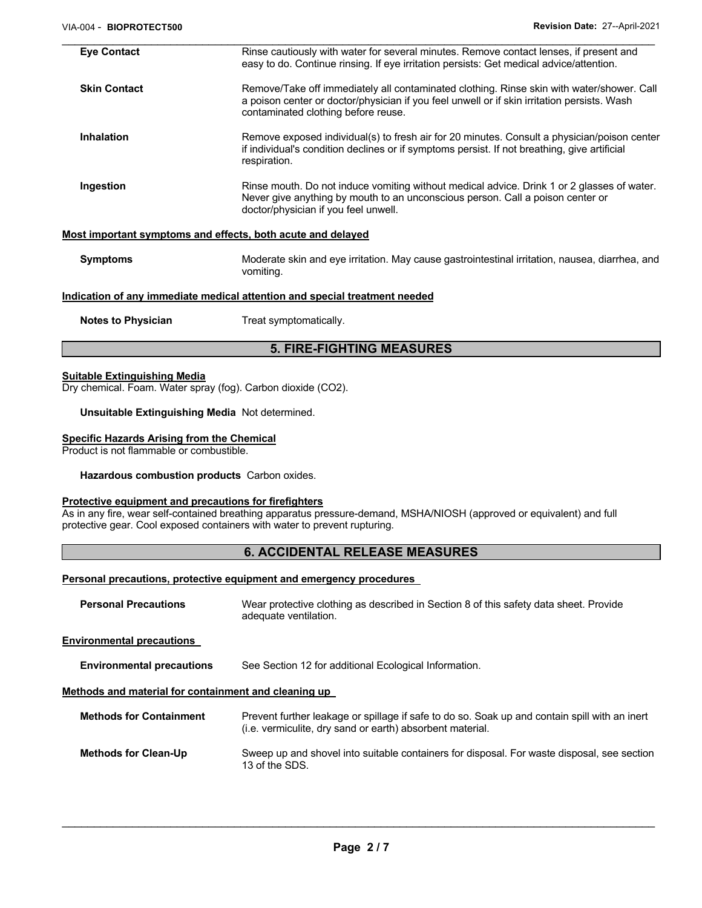**Eye Contact** Rinse cautiously with water for several minutes. Remove contact lenses, if present and easy to do. Continue rinsing. If eye irritation persists: Get medical advice/attention.

**Skin Contact** Remove/Take off immediately all contaminated clothing. Rinse skin with water/shower. Call a poison center or doctor/physician if you feel unwell or if skin irritation persists. Wash contaminated clothing before reuse.

**Inhalation** Remove exposed individual(s) to fresh air for 20 minutes. Consult a physician/poison center if individual's condition declines or if symptoms persist. If not breathing, give artificial respiration.

**Ingestion** Rinse mouth. Do not induce vomiting without medical advice. Drink 1 or 2 glasses of water. Never give anything by mouth to an unconscious person. Call a poison center or doctor/physician if you feel unwell.

**Most important symptoms and effects, both acute and delayed**

**Symptoms** Moderate skin and eye irritation. May cause gastrointestinal irritation, nausea, diarrhea, and vomiting.

**Indication of any immediate medical attention and special treatment needed**

**Notes to Physician** Treat symptomatically.

## 5. FIRE-FIGHTING MEASURES

**Suitable Extinguishing Media**

Dry chemical. Foam. Water spray (fog). Carbon dioxide ($CO_2$).

**Unsuitable Extinguishing Media** Not determined.

**Specific Hazards Arising from the Chemical**

Product is not flammable or combustible.

**Hazardous combustion products** Carbon oxides.

**Protective equipment and precautions for firefighters**

As in any fire, wear self-contained breathing apparatus pressure-demand, MSHA/NIOSH (approved or equivalent) and full protective gear. Cool exposed containers with water to prevent rupturing.

## 6. ACCIDENTAL RELEASE MEASURES

**Personal precautions, protective equipment and emergency procedures**

**Personal Precautions** Wear protective clothing as described in Section 8 of this safety data sheet. Provide adequate ventilation.

**Environmental precautions**

**Environmental precautions** See Section 12 for additional Ecological Information.

**Methods and material for containment and cleaning up**

**Methods for Containment** Prevent further leakage or spillage if safe to do so. Soak up and contain spill with an inert (i.e. vermiculite, dry sand or earth) absorbent material.

**Methods for Clean-Up** Sweep up and shovel into suitable containers for disposal. For waste disposal, see section 13 of the SDS.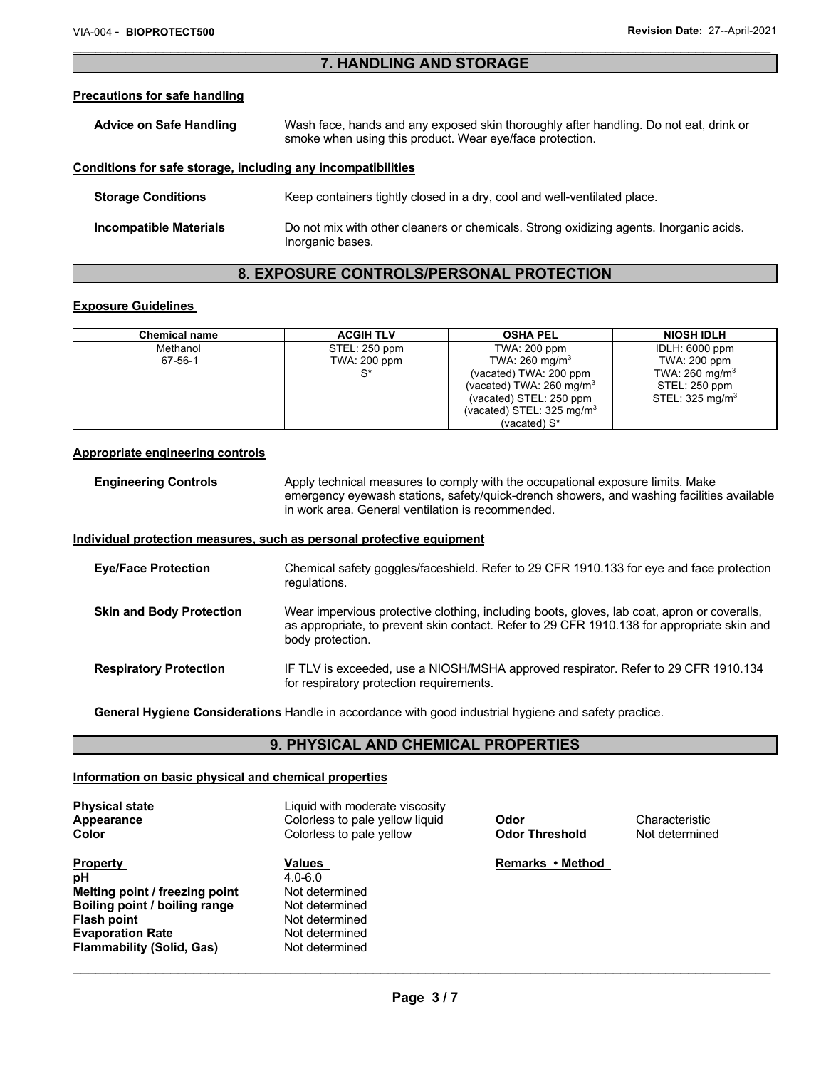## 7. HANDLING AND STORAGE

### Precautions for safe handling

**Advice on Safe Handling** Wash face, hands and any exposed skin thoroughly after handling. Do not eat, drink or smoke when using this product. Wear eye/face protection.

### Conditions for safe storage, including any incompatibilities

**Storage Conditions** Keep containers tightly closed in a dry, cool and well-ventilated place.

**Incompatible Materials** Do not mix with other cleaners or chemicals. Strong oxidizing agents. Inorganic acids. Inorganic bases.

## 8. EXPOSURE CONTROLS/PERSONAL PROTECTION

### Exposure Guidelines

| Chemical name | ACGIH TLV | OSHA PEL | NIOSH IDLH |
|---|---|---|---|
| Methanol<br>67-56-1 | STEL: 250 ppm<br>TWA: 200 ppm<br>S* | TWA: 200 ppm<br>TWA: 260 mg/m$^3$<br>(vacated) TWA: 200 ppm<br>(vacated) TWA: 260 mg/m$^3$<br>(vacated) STEL: 250 ppm<br>(vacated) STEL: 325 mg/m$^3$<br>(vacated) S* | IDLH: 6000 ppm<br>TWA: 200 ppm<br>TWA: 260 mg/m$^3$<br>STEL: 250 ppm<br>STEL: 325 mg/m$^3$ |

### Appropriate engineering controls

**Engineering Controls** Apply technical measures to comply with the occupational exposure limits. Make emergency eyewash stations, safety/quick-drench showers, and washing facilities available in work area. General ventilation is recommended.

### Individual protection measures, such as personal protective equipment

**Eye/Face Protection** Chemical safety goggles/faceshield. Refer to 29 CFR 1910.133 for eye and face protection regulations.

**Skin and Body Protection** Wear impervious protective clothing, including boots, gloves, lab coat, apron or coveralls, as appropriate, to prevent skin contact. Refer to 29 CFR 1910.138 for appropriate skin and body protection.

**Respiratory Protection** IF TLV is exceeded, use a NIOSH/MSHA approved respirator. Refer to 29 CFR 1910.134 for respiratory protection requirements.

**General Hygiene Considerations** Handle in accordance with good industrial hygiene and safety practice.

## 9. PHYSICAL AND CHEMICAL PROPERTIES

### Information on basic physical and chemical properties

**Physical state** Liquid with moderate viscosity
**Appearance** Colorless to pale yellow liquid
**Color** Colorless to pale yellow
**Odor** Characteristic
**Odor Threshold** Not determined

| Property | Values | Remarks • Method |
|---|---|---|
| **pH** | 4.0-6.0 | |
| **Melting point / freezing point** | Not determined | |
| **Boiling point / boiling range** | Not determined | |
| **Flash point** | Not determined | |
| **Evaporation Rate** | Not determined | |
| **Flammability (Solid, Gas)** | Not determined | |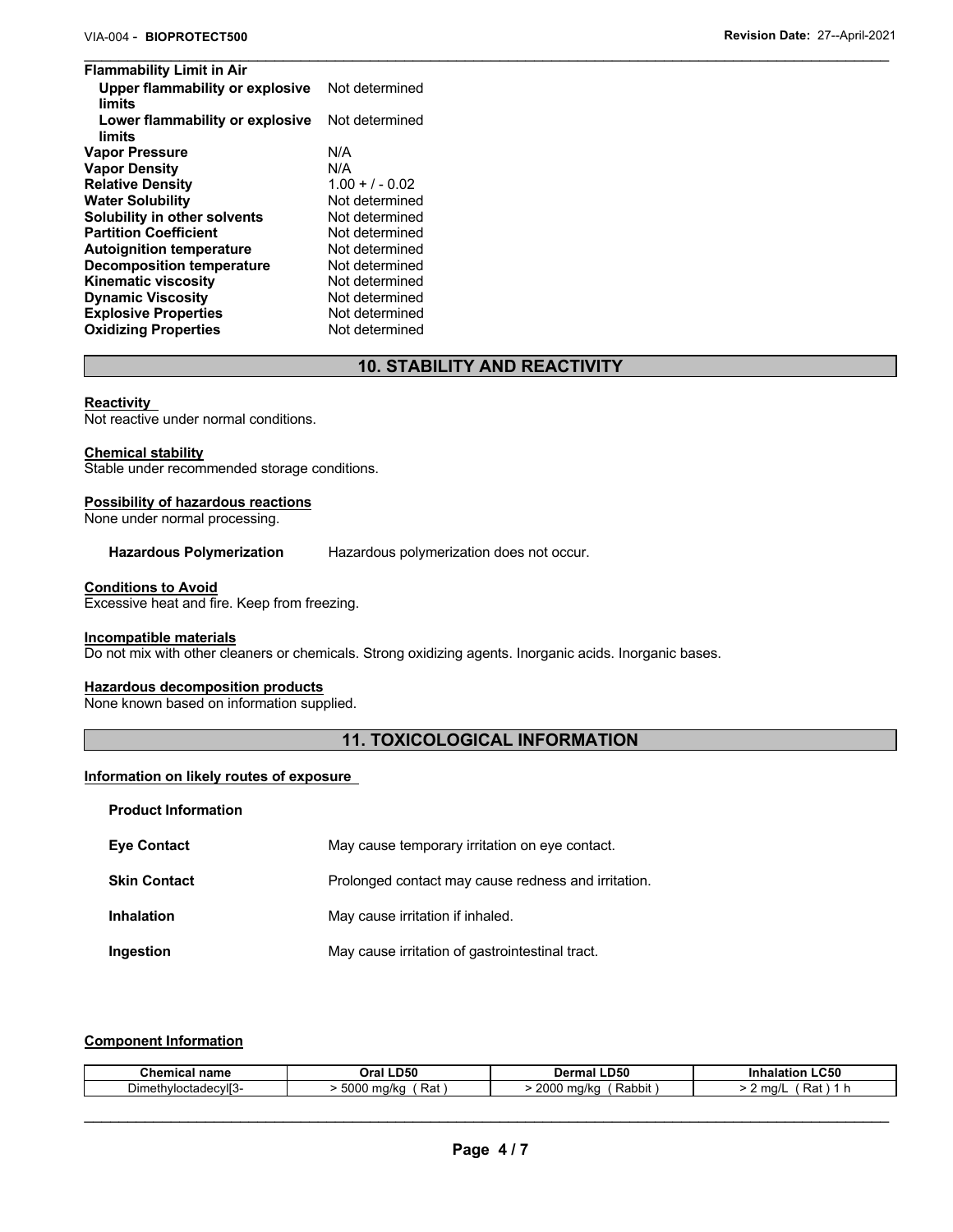| Flammability Limit in Air | |
|---|---|
| Upper flammability or explosive limits | Not determined |
| Lower flammability or explosive limits | Not determined |
| **Vapor Pressure** | N/A |
| **Vapor Density** | N/A |
| **Relative Density** | 1.00 + / - 0.02 |
| **Water Solubility** | Not determined |
| **Solubility in other solvents** | Not determined |
| **Partition Coefficient** | Not determined |
| **Autoignition temperature** | Not determined |
| **Decomposition temperature** | Not determined |
| **Kinematic viscosity** | Not determined |
| **Dynamic Viscosity** | Not determined |
| **Explosive Properties** | Not determined |
| **Oxidizing Properties** | Not determined |

## 10. STABILITY AND REACTIVITY

**Reactivity**
Not reactive under normal conditions.

**Chemical stability**
Stable under recommended storage conditions.

**Possibility of hazardous reactions**
None under normal processing.

**Hazardous Polymerization** Hazardous polymerization does not occur.

**Conditions to Avoid**
Excessive heat and fire. Keep from freezing.

**Incompatible materials**
Do not mix with other cleaners or chemicals. Strong oxidizing agents. Inorganic acids. Inorganic bases.

**Hazardous decomposition products**
None known based on information supplied.

## 11. TOXICOLOGICAL INFORMATION

**Information on likely routes of exposure**

**Product Information**

**Eye Contact** May cause temporary irritation on eye contact.

**Skin Contact** Prolonged contact may cause redness and irritation.

**Inhalation** May cause irritation if inhaled.

**Ingestion** May cause irritation of gastrointestinal tract.

**Component Information**

| Chemical name | Oral LD50 | Dermal LD50 | Inhalation LC50 |
|---|---|---|---|
| Dimethyloctadecyl[3- | > 5000 mg/kg ( Rat ) | > 2000 mg/kg ( Rabbit ) | > 2 mg/L ( Rat ) 1 h |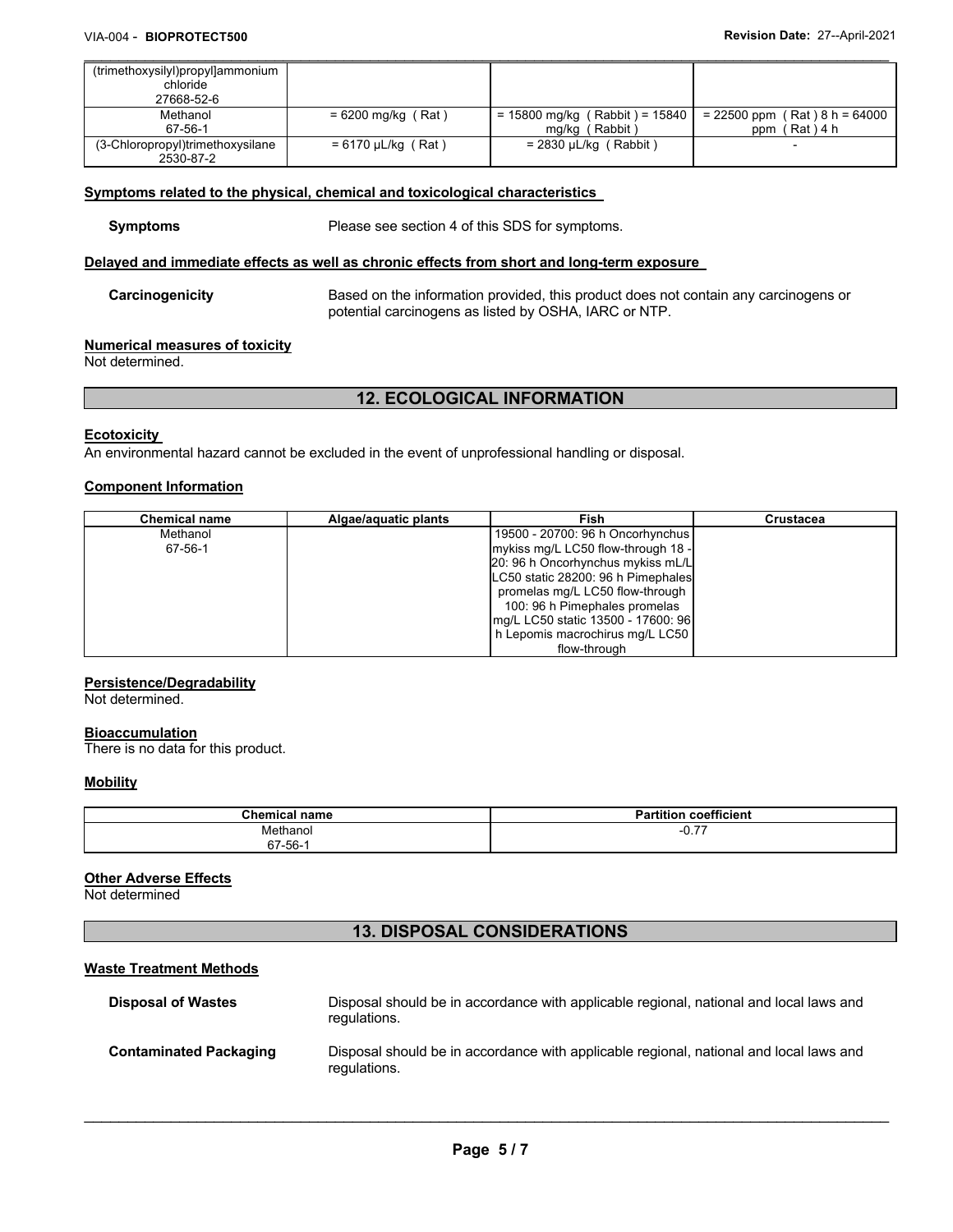| | | | |
|---|---|---|---|
| (trimethoxysilyl)propyl]ammonium chloride 27668-52-6 | | | |
| Methanol 67-56-1 | = 6200 mg/kg ( Rat ) | = 15800 mg/kg ( Rabbit ) = 15840 mg/kg ( Rabbit ) | = 22500 ppm ( Rat ) 8 h = 64000 ppm ( Rat ) 4 h |
| (3-Chloropropyl)trimethoxysilane 2530-87-2 | = 6170 µL/kg ( Rat ) | = 2830 µL/kg ( Rabbit ) | - |

**Symptoms related to the physical, chemical and toxicological characteristics**

**Symptoms** Please see section 4 of this SDS for symptoms.

**Delayed and immediate effects as well as chronic effects from short and long-term exposure**

**Carcinogenicity** Based on the information provided, this product does not contain any carcinogens or potential carcinogens as listed by OSHA, IARC or NTP.

**Numerical measures of toxicity**

Not determined.

## 12. ECOLOGICAL INFORMATION

**Ecotoxicity**

An environmental hazard cannot be excluded in the event of unprofessional handling or disposal.

**Component Information**

| Chemical name | Algae/aquatic plants | Fish | Crustacea |
|---|---|---|---|
| Methanol 67-56-1 | | 19500 - 20700: 96 h Oncorhynchus mykiss mg/L LC50 flow-through 18 - 20: 96 h Oncorhynchus mykiss mL/L LC50 static 28200: 96 h Pimephales promelas mg/L LC50 flow-through 100: 96 h Pimephales promelas mg/L LC50 static 13500 - 17600: 96 h Lepomis macrochirus mg/L LC50 flow-through | |

**Persistence/Degradability**

Not determined.

**Bioaccumulation**

There is no data for this product.

**Mobility**

| Chemical name | Partition coefficient |
|---|---|
| Methanol 67-56-1 | -0.77 |

**Other Adverse Effects**

Not determined

## 13. DISPOSAL CONSIDERATIONS

**Waste Treatment Methods**

**Disposal of Wastes** Disposal should be in accordance with applicable regional, national and local laws and regulations.

**Contaminated Packaging** Disposal should be in accordance with applicable regional, national and local laws and regulations.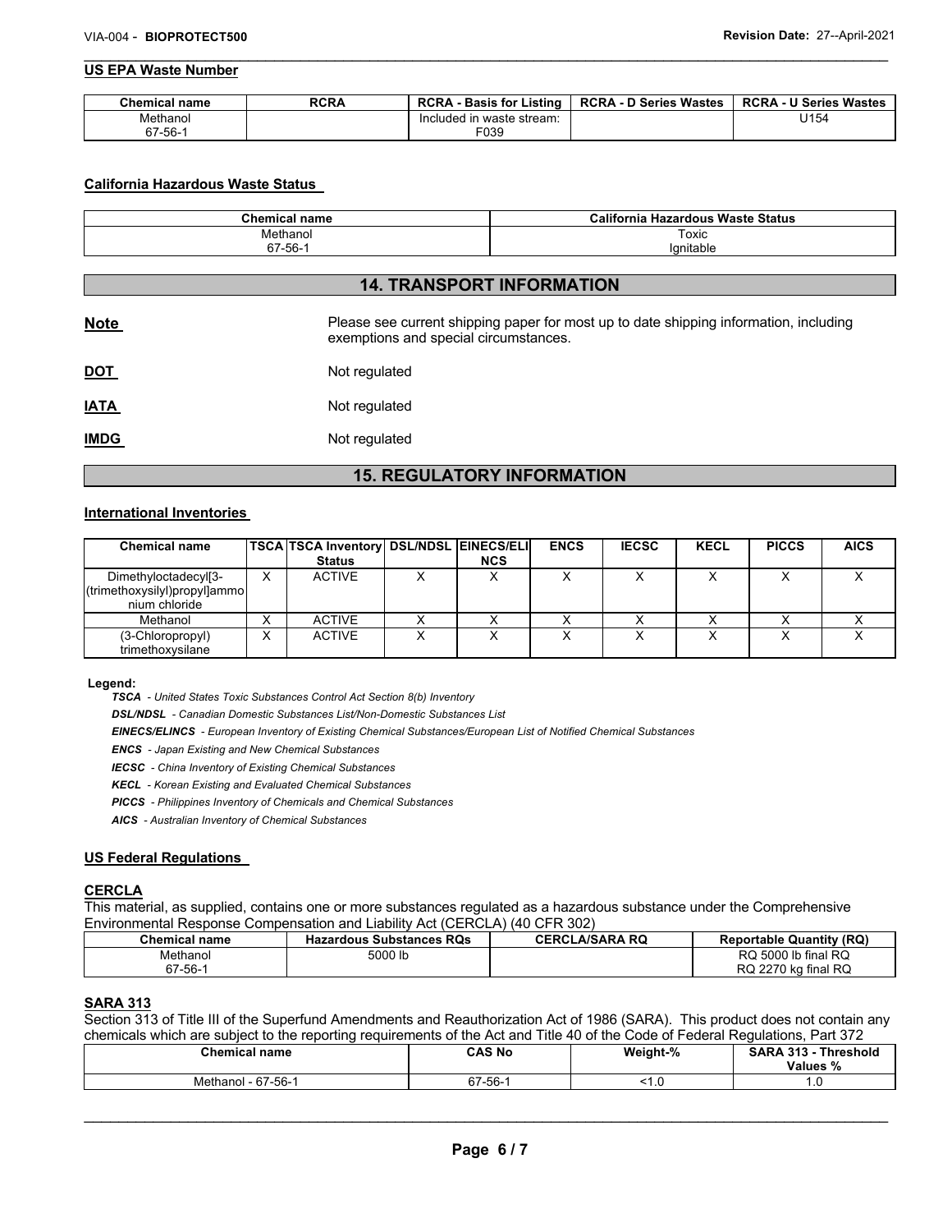### US EPA Waste Number

| Chemical name | RCRA | RCRA - Basis for Listing | RCRA - D Series Wastes | RCRA - U Series Wastes |
|---|---|---|---|---|
| Methanol 67-56-1 | | Included in waste stream: F039 | | U154 |

### California Hazardous Waste Status

| Chemical name | California Hazardous Waste Status |
|---|---|
| Methanol 67-56-1 | Toxic Ignitable |

## 14. TRANSPORT INFORMATION

**Note** Please see current shipping paper for most up to date shipping information, including exemptions and special circumstances.

**DOT** Not regulated

**IATA** Not regulated

**IMDG** Not regulated

## 15. REGULATORY INFORMATION

### International Inventories

| Chemical name | TSCA | TSCA Inventory Status | DSL/NDSL | EINECS/ELINCS | ENCS | IECSC | KECL | PICCS | AICS |
|---|---|---|---|---|---|---|---|---|---|
| Dimethyloctadecyl[3-(trimethoxysilyl)propyl]ammonium chloride | X | ACTIVE | X | X | X | X | X | X | X |
| Methanol | X | ACTIVE | X | X | X | X | X | X | X |
| (3-Chloropropyl) trimethoxysilane | X | ACTIVE | X | X | X | X | X | X | X |

**Legend:**

*TSCA - United States Toxic Substances Control Act Section 8(b) Inventory*

*DSL/NDSL - Canadian Domestic Substances List/Non-Domestic Substances List*

*EINECS/ELINCS - European Inventory of Existing Chemical Substances/European List of Notified Chemical Substances*

*ENCS - Japan Existing and New Chemical Substances*

*IECSC - China Inventory of Existing Chemical Substances*

*KECL - Korean Existing and Evaluated Chemical Substances*

*PICCS - Philippines Inventory of Chemicals and Chemical Substances*

*AICS - Australian Inventory of Chemical Substances*

### US Federal Regulations

#### CERCLA

This material, as supplied, contains one or more substances regulated as a hazardous substance under the Comprehensive Environmental Response Compensation and Liability Act (CERCLA) (40 CFR 302)

| Chemical name | Hazardous Substances RQs | CERCLA/SARA RQ | Reportable Quantity (RQ) |
|---|---|---|---|
| Methanol 67-56-1 | 5000 lb | | RQ 5000 lb final RQ RQ 2270 kg final RQ |

#### SARA 313

Section 313 of Title III of the Superfund Amendments and Reauthorization Act of 1986 (SARA). This product does not contain any chemicals which are subject to the reporting requirements of the Act and Title 40 of the Code of Federal Regulations, Part 372

| Chemical name | CAS No | Weight-% | SARA 313 - Threshold Values % |
|---|---|---|---|
| Methanol - 67-56-1 | 67-56-1 | <1.0 | 1.0 |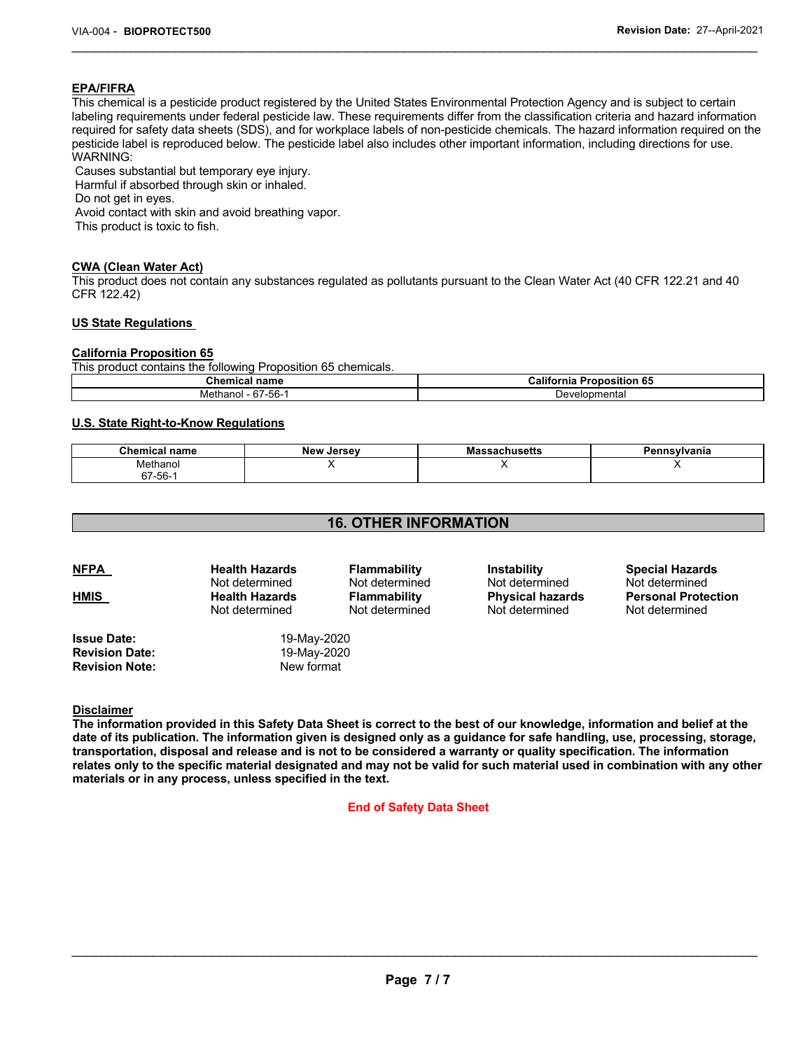#### EPA/FIFRA

This chemical is a pesticide product registered by the United States Environmental Protection Agency and is subject to certain labeling requirements under federal pesticide law. These requirements differ from the classification criteria and hazard information required for safety data sheets (SDS), and for workplace labels of non-pesticide chemicals. The hazard information required on the pesticide label is reproduced below. The pesticide label also includes other important information, including directions for use.

WARNING:

Causes substantial but temporary eye injury.
Harmful if absorbed through skin or inhaled.
Do not get in eyes.
Avoid contact with skin and avoid breathing vapor.
This product is toxic to fish.

#### CWA (Clean Water Act)

This product does not contain any substances regulated as pollutants pursuant to the Clean Water Act (40 CFR 122.21 and 40 CFR 122.42)

#### US State Regulations

#### California Proposition 65

This product contains the following Proposition 65 chemicals.

| Chemical name | California Proposition 65 |
|---|---|
| Methanol - 67-56-1 | Developmental |

#### U.S. State Right-to-Know Regulations

| Chemical name | New Jersey | Massachusetts | Pennsylvania |
|---|---|---|---|
| Methanol 67-56-1 | X | X | X |

## 16. OTHER INFORMATION

| | | | | |
|---|---|---|---|---|
| **NFPA** | **Health Hazards** Not determined | **Flammability** Not determined | **Instability** Not determined | **Special Hazards** Not determined |
| **HMIS** | **Health Hazards** Not determined | **Flammability** Not determined | **Physical hazards** Not determined | **Personal Protection** Not determined |

**Issue Date:** 19-May-2020
**Revision Date:** 19-May-2020
**Revision Note:** New format

#### Disclaimer

**The information provided in this Safety Data Sheet is correct to the best of our knowledge, information and belief at the date of its publication. The information given is designed only as a guidance for safe handling, use, processing, storage, transportation, disposal and release and is not to be considered a warranty or quality specification. The information relates only to the specific material designated and may not be valid for such material used in combination with any other materials or in any process, unless specified in the text.**

**End of Safety Data Sheet**